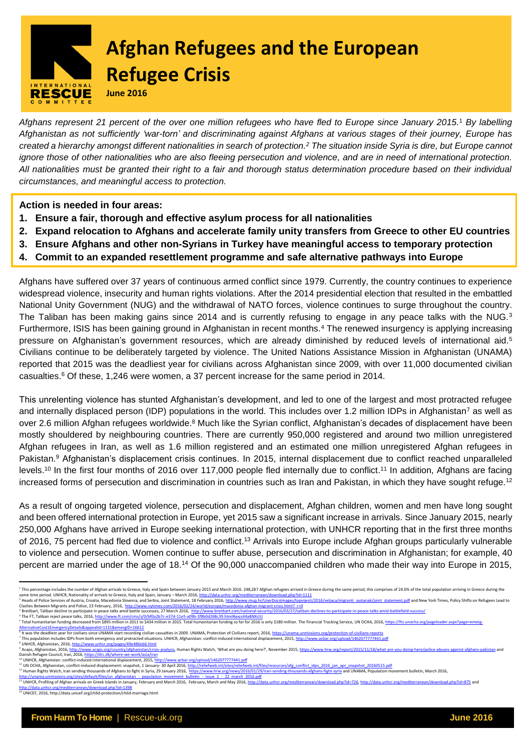# Afghan Refugees and the European Refugee Crisis

**June 2016**

*Afghans represent 21 percent of the over one million refugees who have fled to Europe since January 2015.[1] By labelling Afghanistan as not sufficiently 'war-torn' and discriminating against Afghans at various stages of their journey, Europe has created a hierarchy amongst different nationalities in search of protection.[2] The situation inside Syria is dire, but Europe cannot ignore those of other nationalities who are also fleeing persecution and violence, and are in need of international protection. All nationalities must be granted their right to a fair and thorough status determination procedure based on their individual circumstances, and meaningful access to protection.*

**Action is needed in four areas:**

1. **Ensure a fair, thorough and effective asylum process for all nationalities**
2. **Expand relocation to Afghans and accelerate family unity transfers from Greece to other EU countries**
3. **Ensure Afghans and other non-Syrians in Turkey have meaningful access to temporary protection**
4. **Commit to an expanded resettlement programme and safe alternative pathways into Europe**

Afghans have suffered over 37 years of continuous armed conflict since 1979. Currently, the country continues to experience widespread violence, insecurity and human rights violations. After the 2014 presidential election that resulted in the embattled National Unity Government (NUG) and the withdrawal of NATO forces, violence continues to surge throughout the country. The Taliban has been making gains since 2014 and is currently refusing to engage in any peace talks with the NUG.[3] Furthermore, ISIS has been gaining ground in Afghanistan in recent months.[4] The renewed insurgency is applying increasing pressure on Afghanistan's government resources, which are already diminished by reduced levels of international aid.[5] Civilians continue to be deliberately targeted by violence. The United Nations Assistance Mission in Afghanistan (UNAMA) reported that 2015 was the deadliest year for civilians across Afghanistan since 2009, with over 11,000 documented civilian casualties.[6] Of these, 1,246 were women, a 37 percent increase for the same period in 2014.

This unrelenting violence has stunted Afghanistan's development, and led to one of the largest and most protracted refugee and internally displaced person (IDP) populations in the world. This includes over 1.2 million IDPs in Afghanistan[7] as well as over 2.6 million Afghan refugees worldwide.[8] Much like the Syrian conflict, Afghanistan's decades of displacement have been mostly shouldered by neighbouring countries. There are currently 950,000 registered and around two million unregistered Afghan refugees in Iran, as well as 1.6 million registered and an estimated one million unregistered Afghan refugees in Pakistan.[9] Afghanistan's displacement crisis continues. In 2015, internal displacement due to conflict reached unparalleled levels.[10] In the first four months of 2016 over 117,000 people fled internally due to conflict.[11] In addition, Afghans are facing increased forms of persecution and discrimination in countries such as Iran and Pakistan, in which they have sought refuge.[12]

As a result of ongoing targeted violence, persecution and displacement, Afghan children, women and men have long sought and been offered international protection in Europe, yet 2015 saw a significant increase in arrivals. Since January 2015, nearly 250,000 Afghans have arrived in Europe seeking international protection, with UNHCR reporting that in the first three months of 2016, 75 percent had fled due to violence and conflict.[13] Arrivals into Europe include Afghan groups particularly vulnerable to violence and persecution. Women continue to suffer abuse, persecution and discrimination in Afghanistan; for example, 40 percent are married under the age of 18.[14] Of the 90,000 unaccompanied children who made their way into Europe in 2015,

---

[1] This percentage includes the number of Afghan arrivals to Greece, Italy and Spain between January 2015 and March 2016. 248,287 Afghan refugees arrived in Greece during the same period, this comprises of 24.6% of the total population arriving in Greece during the same time period. UNHCR, Nationality of arrivals to Greece, Italy and Spain, January – March 2016, http://data.unhcr.org/mediterranean/download.php?id=1111

[2] Heads of Police Services of Austria, Croatia, Macedonia Slovenia, and Serbia, Joint Statement, 18 February 2016, http://www.mup.hr/UserDocsImages/topvijesti/2016/veljaca/migranti_sastanak/joint_statement.pdf and New York Times, Policy Shifts on Refugees Lead to Clashes Between Migrants and Police, 23 February, 2016, http://www.nytimes.com/2016/02/24/world/europe/macedonia-afghan-migrant-crisis.html?_r=0

[3] Breitbart, Taliban decline to participate in peace talks amid battle successes, 27 March 2016, http://www.breitbart.com/national-security/2016/03/27/taliban-declines-to-participate-in-peace-talks-amid-battlefield-success/

[4] The FT, Taliban reject peace talks, 2016, http://www.ft.com/cms/s/0/bf0a2b7c-e37d-11e5-a09b-1f8b0d268c39.html#axzz44aBNXcIU

[5] Total humanitarian funding decreased from $895 million in 2011 to $434 million in 2015. Total humanitarian funding so far for 2016 is only $180 million. The Financial Tracking Service, UN OCHA, 2016, https://fts.unocha.org/pageloader.aspx?page=emerg-AlternativeCost1EmergencyDetails&appealID=1131&emergID=16612

[6] It was the deadliest year for civilians since UNAMA start recording civilian casualties in 2009. UNAMA, Protection of Civilians report, 2016, https://unama.unmissions.org/protection-of-civilians-reports

[7] This population includes IDPs from both emergency and protracted situations. UNHCR, Afghanistan: conflict-induced international displacement, 2015, http://www.acbar.org/upload/1462077777441.pdf

[8] UNHCR, Afghanistan, 2016, http://www.unhcr.org/pages/49e486eb6.html

[9] Acaps, Afghanistan, 2016, http://www.acaps.org/country/afghanistan/crisis-analysis, Human Rights Watch, 'What are you doing here?', November 2015, https://www.hrw.org/report/2015/11/18/what-are-you-doing-here/police-abuses-against-afghans-pakistan and Danish Refugee Council, Iran, 2016, https://drc.dk/where-we-work/asia/iran

[10] UNHCR, Afghanistan: conflict-induced international displacement, 2015, http://www.acbar.org/upload/1462077777441.pdf

[11] UN OCHA, Afghanistan, conflict-induced displacement: snapshot, 1 January- 30 April 2016, http://reliefweb.int/sites/reliefweb.int/files/resources/afg_conflict_idps_2016_jan_apr_snapshot_20160515.pdf

[12] Human Rights Watch, Iran sending thousands of Afghans to fight in Syria, 29 January 2016, https://www.hrw.org/news/2016/01/29/iran-sending-thousands-afghans-fight-syria and UNAMA, Population movement bulletin, March 2016, http://unama.unmissions.org/sites/default/files/un_afghanistan_-_population_movement_bulletin_-_issue_1_-_22_march_2016.pdf

[13] UNHCR, Profiling of Afghan arrivals on Greek Islands in January, February and March 2016, February, March and May 2016, http://data.unhcr.org/mediterranean/download.php?id=726, http://data.unhcr.org/mediterranean/download.php?id=875 and http://data.unhcr.org/mediterranean/download.php?id=1398

[14] UNICEF, 2016, http://data.unicef.org/child-protection/child-marriage.html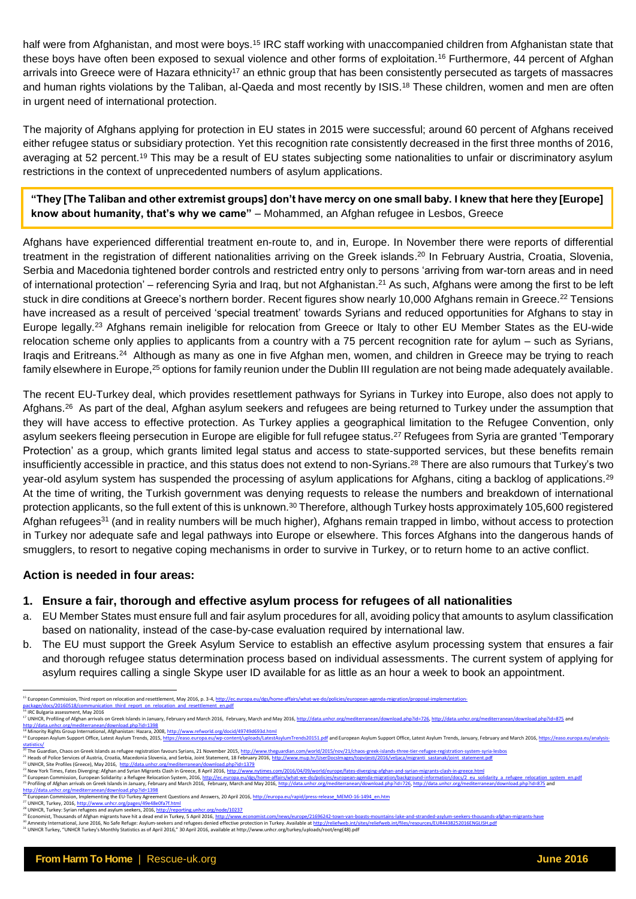half were from Afghanistan, and most were boys.[15] IRC staff working with unaccompanied children from Afghanistan state that these boys have often been exposed to sexual violence and other forms of exploitation.[16] Furthermore, 44 percent of Afghan arrivals into Greece were of Hazara ethnicity[17] an ethnic group that has been consistently persecuted as targets of massacres and human rights violations by the Taliban, al-Qaeda and most recently by ISIS.[18] These children, women and men are often in urgent need of international protection.

The majority of Afghans applying for protection in EU states in 2015 were successful; around 60 percent of Afghans received either refugee status or subsidiary protection. Yet this recognition rate consistently decreased in the first three months of 2016, averaging at 52 percent.[19] This may be a result of EU states subjecting some nationalities to unfair or discriminatory asylum restrictions in the context of unprecedented numbers of asylum applications.

> **"They [The Taliban and other extremist groups] don't have mercy on one small baby. I knew that here they [Europe] know about humanity, that's why we came"** – Mohammed, an Afghan refugee in Lesbos, Greece

Afghans have experienced differential treatment en-route to, and in, Europe. In November there were reports of differential treatment in the registration of different nationalities arriving on the Greek islands.[20] In February Austria, Croatia, Slovenia, Serbia and Macedonia tightened border controls and restricted entry only to persons 'arriving from war-torn areas and in need of international protection' – referencing Syria and Iraq, but not Afghanistan.[21] As such, Afghans were among the first to be left stuck in dire conditions at Greece's northern border. Recent figures show nearly 10,000 Afghans remain in Greece.[22] Tensions have increased as a result of perceived 'special treatment' towards Syrians and reduced opportunities for Afghans to stay in Europe legally.[23] Afghans remain ineligible for relocation from Greece or Italy to other EU Member States as the EU-wide relocation scheme only applies to applicants from a country with a 75 percent recognition rate for aylum – such as Syrians, Iraqis and Eritreans.[24] Although as many as one in five Afghan men, women, and children in Greece may be trying to reach family elsewhere in Europe,[25] options for family reunion under the Dublin III regulation are not being made adequately available.

The recent EU-Turkey deal, which provides resettlement pathways for Syrians in Turkey into Europe, also does not apply to Afghans.[26] As part of the deal, Afghan asylum seekers and refugees are being returned to Turkey under the assumption that they will have access to effective protection. As Turkey applies a geographical limitation to the Refugee Convention, only asylum seekers fleeing persecution in Europe are eligible for full refugee status.[27] Refugees from Syria are granted 'Temporary Protection' as a group, which grants limited legal status and access to state-supported services, but these benefits remain insufficiently accessible in practice, and this status does not extend to non-Syrians.[28] There are also rumours that Turkey's two year-old asylum system has suspended the processing of asylum applications for Afghans, citing a backlog of applications.[29] At the time of writing, the Turkish government was denying requests to release the numbers and breakdown of international protection applicants, so the full extent of this is unknown.[30] Therefore, although Turkey hosts approximately 105,600 registered Afghan refugees[31] (and in reality numbers will be much higher), Afghans remain trapped in limbo, without access to protection in Turkey nor adequate safe and legal pathways into Europe or elsewhere. This forces Afghans into the dangerous hands of smugglers, to resort to negative coping mechanisms in order to survive in Turkey, or to return home to an active conflict.

### Action is needed in four areas:

#### 1. Ensure a fair, thorough and effective asylum process for refugees of all nationalities

a. EU Member States must ensure full and fair asylum procedures for all, avoiding policy that amounts to asylum classification based on nationality, instead of the case-by-case evaluation required by international law.

b. The EU must support the Greek Asylum Service to establish an effective asylum processing system that ensures a fair and thorough refugee status determination process based on individual assessments. The current system of applying for asylum requires calling a single Skype user ID available for as little as an hour a week to book an appointment.

---

[15] European Commission, Third report on relocation and resettlement, May 2016, p. 3-4, http://ec.europa.eu/dgs/home-affairs/what-we-do/policies/european-agenda-migration/proposal-implementation-package/docs/20160518/communication_third_report_on_relocation_and_resettlement_en.pdf

[16] IRC Bulgaria assessment, May 2016

[17] UNHCR, Profiling of Afghan arrivals on Greek Islands in January, February and March 2016, February, March and May 2016, http://data.unhcr.org/mediterranean/download.php?id=726, http://data.unhcr.org/mediterranean/download.php?id=875 and http://data.unhcr.org/mediterranean/download.php?id=1398

[18] Minority Rights Group International, Afghanistan: Hazara, 2008, http://www.refworld.org/docid/49749d693d.html

[19] European Asylum Support Office, Latest Asylum Trends, 2015, https://easo.europa.eu/wp-content/uploads/LatestAsylumTrends20151.pdf and European Asylum Support Office, Latest Asylum Trends, January, February and March 2016, https://easo.europa.eu/analysis-statistics/

[20] The Guardian, Chaos on Greek Islands as refugee registration favours Syrians, 21 November 2015, http://www.theguardian.com/world/2015/nov/21/chaos-greek-islands-three-tier-refugee-registration-system-syria-lesbos

[21] Heads of Police Services of Austria, Croatia, Macedonia Slovenia, and Serbia, Joint Statement, 18 February 2016, http://www.mup.hr/UserDocsImages/topvijesti/2016/veljaca/migranti_sastanak/joint_statement.pdf

[22] UNHCR, Site Profiles (Greece), May 2016, http://data.unhcr.org/mediterranean/download.php?id=1379

[23] New York Times, Fates Diverging: Afghan and Syrian Migrants Clash in Greece, 8 April 2016, http://www.nytimes.com/2016/04/09/world/europe/fates-diverging-afghan-and-syrian-migrants-clash-in-greece.html

[24] European Commission, European Solidarity: a Refugee Relocation System, 2016, http://ec.europa.eu/dgs/home-affairs/what-we-do/policies/european-agenda-migration/background-information/docs/2_eu_solidarity_a_refugee_relocation_system_en.pdf

[25] Profiling of Afghan arrivals on Greek Islands in January, February and March 2016, February, March and May 2016, http://data.unhcr.org/mediterranean/download.php?id=726, http://data.unhcr.org/mediterranean/download.php?id=875 and http://data.unhcr.org/mediterranean/download.php?id=1398

[26] European Commission, Implementing the EU-Turkey Agreement Questions and Answers, 20 April 2016, http://europa.eu/rapid/press-release_MEMO-16-1494_en.htm

[27] UNHCR, Turkey, 2016, http://www.unhcr.org/pages/49e48e0fa7f.html

[28] UNHCR, Turkey: Syrian refugees and asylum seekers, 2016, http://reporting.unhcr.org/node/10237

[29] Economist, Thousands of Afghan migrants have hit a dead end in Turkey, 5 April 2016, http://www.economist.com/news/europe/21696242-town-van-boasts-mountains-lake-and-stranded-asylum-seekers-thousands-afghan-migrants-have

[30] Amnesty International, June 2016, No Safe Refuge: Asylum-seekers and refugees denied effective protection in Turkey. Available at http://reliefweb.int/sites/reliefweb.int/files/resources/EUR4438252016ENGLISH.pdf

[31] UNHCR Turkey, "UNHCR Turkey's Monthly Statistics as of April 2016," 30 April 2016, available at http://www.unhcr.org/turkey/uploads/root/eng(48).pdf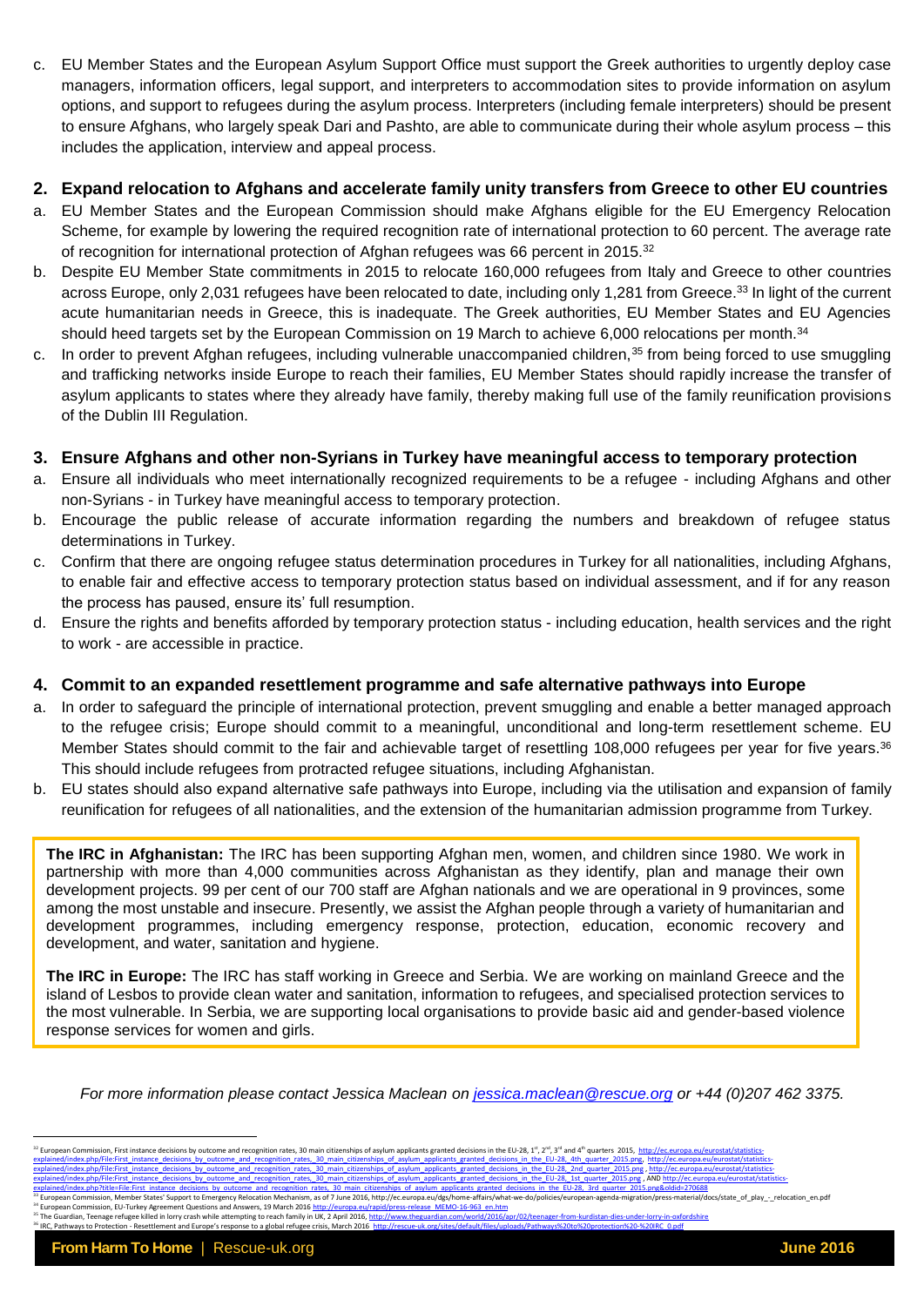c. EU Member States and the European Asylum Support Office must support the Greek authorities to urgently deploy case managers, information officers, legal support, and interpreters to accommodation sites to provide information on asylum options, and support to refugees during the asylum process. Interpreters (including female interpreters) should be present to ensure Afghans, who largely speak Dari and Pashto, are able to communicate during their whole asylum process – this includes the application, interview and appeal process.

## 2. Expand relocation to Afghans and accelerate family unity transfers from Greece to other EU countries

a. EU Member States and the European Commission should make Afghans eligible for the EU Emergency Relocation Scheme, for example by lowering the required recognition rate of international protection to 60 percent. The average rate of recognition for international protection of Afghan refugees was 66 percent in 2015.[32]

b. Despite EU Member State commitments in 2015 to relocate 160,000 refugees from Italy and Greece to other countries across Europe, only 2,031 refugees have been relocated to date, including only 1,281 from Greece.[33] In light of the current acute humanitarian needs in Greece, this is inadequate. The Greek authorities, EU Member States and EU Agencies should heed targets set by the European Commission on 19 March to achieve 6,000 relocations per month.[34]

c. In order to prevent Afghan refugees, including vulnerable unaccompanied children,[35] from being forced to use smuggling and trafficking networks inside Europe to reach their families, EU Member States should rapidly increase the transfer of asylum applicants to states where they already have family, thereby making full use of the family reunification provisions of the Dublin III Regulation.

## 3. Ensure Afghans and other non-Syrians in Turkey have meaningful access to temporary protection

a. Ensure all individuals who meet internationally recognized requirements to be a refugee - including Afghans and other non-Syrians - in Turkey have meaningful access to temporary protection.

b. Encourage the public release of accurate information regarding the numbers and breakdown of refugee status determinations in Turkey.

c. Confirm that there are ongoing refugee status determination procedures in Turkey for all nationalities, including Afghans, to enable fair and effective access to temporary protection status based on individual assessment, and if for any reason the process has paused, ensure its' full resumption.

d. Ensure the rights and benefits afforded by temporary protection status - including education, health services and the right to work - are accessible in practice.

## 4. Commit to an expanded resettlement programme and safe alternative pathways into Europe

a. In order to safeguard the principle of international protection, prevent smuggling and enable a better managed approach to the refugee crisis; Europe should commit to a meaningful, unconditional and long-term resettlement scheme. EU Member States should commit to the fair and achievable target of resettling 108,000 refugees per year for five years.[36] This should include refugees from protracted refugee situations, including Afghanistan.

b. EU states should also expand alternative safe pathways into Europe, including via the utilisation and expansion of family reunification for refugees of all nationalities, and the extension of the humanitarian admission programme from Turkey.

**The IRC in Afghanistan:** The IRC has been supporting Afghan men, women, and children since 1980. We work in partnership with more than 4,000 communities across Afghanistan as they identify, plan and manage their own development projects. 99 per cent of our 700 staff are Afghan nationals and we are operational in 9 provinces, some among the most unstable and insecure. Presently, we assist the Afghan people through a variety of humanitarian and development programmes, including emergency response, protection, education, economic recovery and development, and water, sanitation and hygiene.

**The IRC in Europe:** The IRC has staff working in Greece and Serbia. We are working on mainland Greece and the island of Lesbos to provide clean water and sanitation, information to refugees, and specialised protection services to the most vulnerable. In Serbia, we are supporting local organisations to provide basic aid and gender-based violence response services for women and girls.

*For more information please contact Jessica Maclean on jessica.maclean@rescue.org or +44 (0)207 462 3375.*

---

[32] European Commission, First instance decisions by outcome and recognition rates, 30 main citizenships of asylum applicants granted decisions in the EU-28, 1st, 2nd, 3rd and 4th quarters 2015, http://ec.europa.eu/eurostat/statistics-explained/index.php/File:First_instance_decisions_by_outcome_and_recognition_rates,_30_main_citizenships_of_asylum_applicants_granted_decisions_in_the_EU-28,_4th_quarter_2015.png, http://ec.europa.eu/eurostat/statistics-explained/index.php/File:First_instance_decisions_by_outcome_and_recognition_rates,_30_main_citizenships_of_asylum_applicants_granted_decisions_in_the_EU-28,_2nd_quarter_2015.png , http://ec.europa.eu/eurostat/statistics-explained/index.php/File:First_instance_decisions_by_outcome_and_recognition_rates,_30_main_citizenships_of_asylum_applicants_granted_decisions_in_the_EU-28,_1st_quarter_2015.png , AND http://ec.europa.eu/eurostat/statistics-explained/index.php?title=File:First_instance_decisions_by_outcome_and_recognition_rates,_30_main_citizenships_of_asylum_applicants_granted_decisions_in_the_EU-28,_3rd_quarter_2015.png&oldid=270688

[33] European Commission, Member States' Support to Emergency Relocation Mechanism, as of 7 June 2016, http://ec.europa.eu/dgs/home-affairs/what-we-do/policies/european-agenda-migration/press-material/docs/state_of_play_-_relocation_en.pdf

[34] European Commission, EU-Turkey Agreement Questions and Answers, 19 March 2016 http://europa.eu/rapid/press-release_MEMO-16-963_en.htm

[35] The Guardian, Teenage refugee killed in lorry crash while attempting to reach family in UK, 2 April 2016, http://www.theguardian.com/world/2016/apr/02/teenager-from-kurdistan-dies-under-lorry-in-oxfordshire

[36] IRC, Pathways to Protection - Resettlement and Europe's response to a global refugee crisis, March 2016 http://rescue-uk.org/sites/default/files/uploads/Pathways%20to%20protection%20-%20IRC_0.pdf